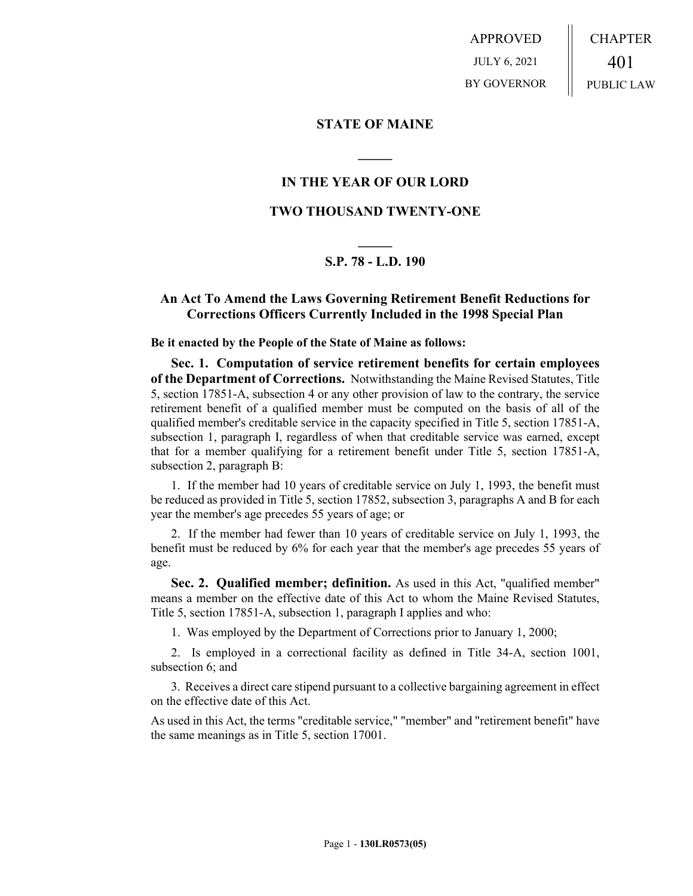APPROVED
JULY 6, 2021
BY GOVERNOR

CHAPTER
401
PUBLIC LAW

**STATE OF MAINE**

**IN THE YEAR OF OUR LORD**

**TWO THOUSAND TWENTY-ONE**

**S.P. 78 - L.D. 190**

## An Act To Amend the Laws Governing Retirement Benefit Reductions for Corrections Officers Currently Included in the 1998 Special Plan

**Be it enacted by the People of the State of Maine as follows:**

**Sec. 1. Computation of service retirement benefits for certain employees of the Department of Corrections.** Notwithstanding the Maine Revised Statutes, Title 5, section 17851-A, subsection 4 or any other provision of law to the contrary, the service retirement benefit of a qualified member must be computed on the basis of all of the qualified member's creditable service in the capacity specified in Title 5, section 17851-A, subsection 1, paragraph I, regardless of when that creditable service was earned, except that for a member qualifying for a retirement benefit under Title 5, section 17851-A, subsection 2, paragraph B:

1. If the member had 10 years of creditable service on July 1, 1993, the benefit must be reduced as provided in Title 5, section 17852, subsection 3, paragraphs A and B for each year the member's age precedes 55 years of age; or

2. If the member had fewer than 10 years of creditable service on July 1, 1993, the benefit must be reduced by 6% for each year that the member's age precedes 55 years of age.

**Sec. 2. Qualified member; definition.** As used in this Act, "qualified member" means a member on the effective date of this Act to whom the Maine Revised Statutes, Title 5, section 17851-A, subsection 1, paragraph I applies and who:

1. Was employed by the Department of Corrections prior to January 1, 2000;

2. Is employed in a correctional facility as defined in Title 34-A, section 1001, subsection 6; and

3. Receives a direct care stipend pursuant to a collective bargaining agreement in effect on the effective date of this Act.

As used in this Act, the terms "creditable service," "member" and "retirement benefit" have the same meanings as in Title 5, section 17001.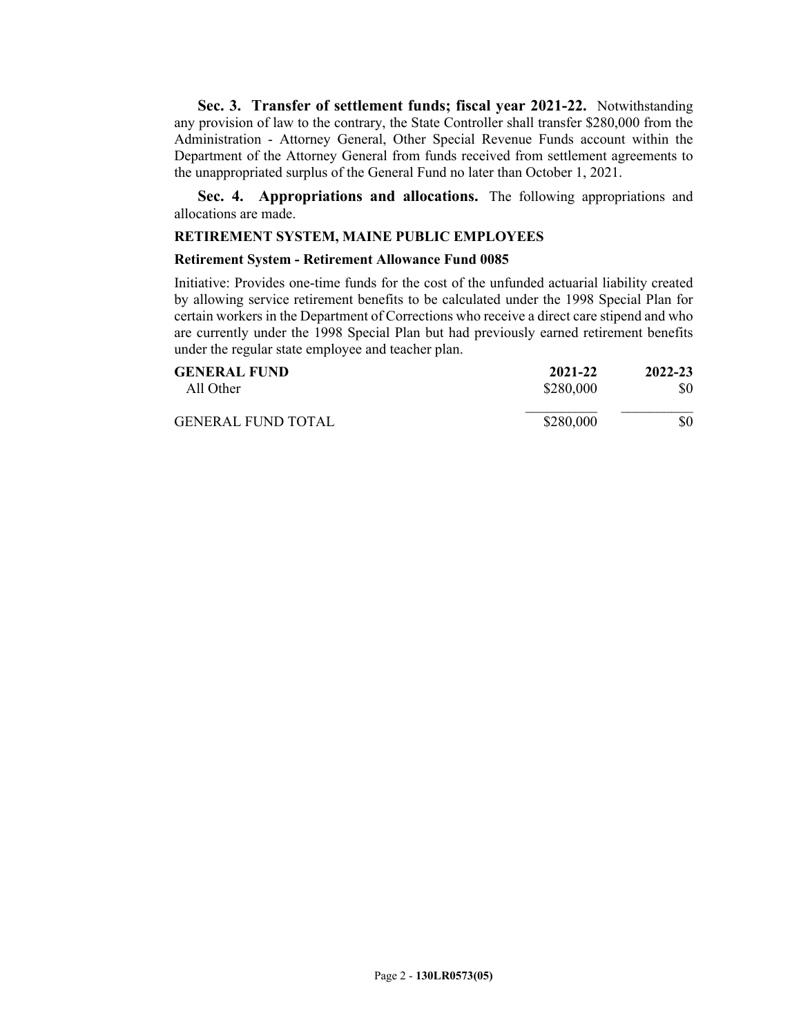**Sec. 3. Transfer of settlement funds; fiscal year 2021-22.** Notwithstanding any provision of law to the contrary, the State Controller shall transfer $280,000 from the Administration - Attorney General, Other Special Revenue Funds account within the Department of the Attorney General from funds received from settlement agreements to the unappropriated surplus of the General Fund no later than October 1, 2021.

**Sec. 4. Appropriations and allocations.** The following appropriations and allocations are made.

**RETIREMENT SYSTEM, MAINE PUBLIC EMPLOYEES**

**Retirement System - Retirement Allowance Fund 0085**

Initiative: Provides one-time funds for the cost of the unfunded actuarial liability created by allowing service retirement benefits to be calculated under the 1998 Special Plan for certain workers in the Department of Corrections who receive a direct care stipend and who are currently under the 1998 Special Plan but had previously earned retirement benefits under the regular state employee and teacher plan.

| **GENERAL FUND** | **2021-22** | **2022-23** |
| --- | --- | --- |
| All Other | $280,000 | $0 |
| GENERAL FUND TOTAL | $280,000 | $0 |